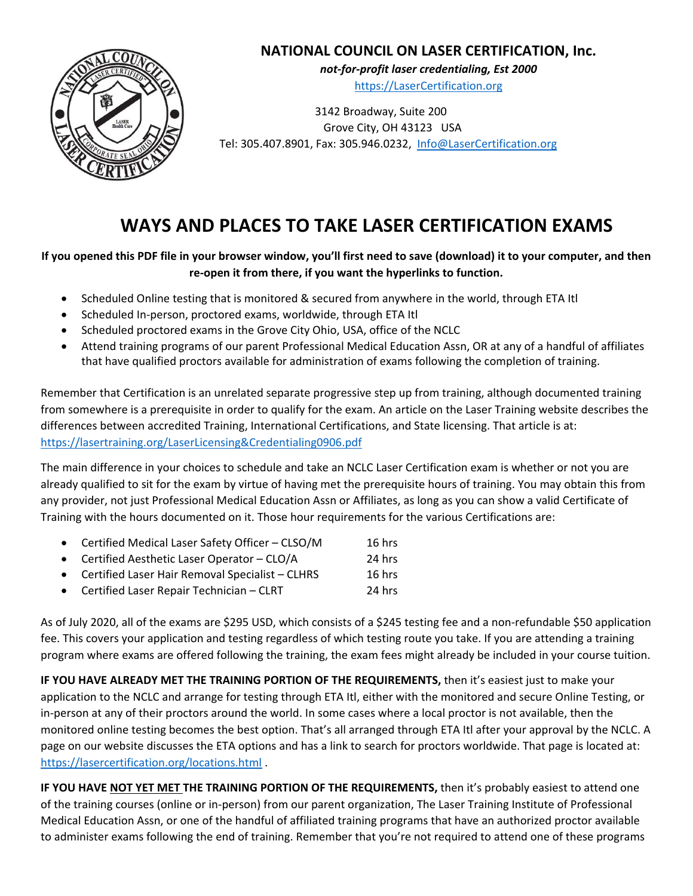**NATIONAL COUNCIL ON LASER CERTIFICATION, Inc.**

*not-for-profit laser credentialing, Est 2000*

https://LaserCertification.org

3142 Broadway, Suite 200
Grove City, OH 43123 USA
Tel: 305.407.8901, Fax: 305.946.0232, Info@LaserCertification.org

# WAYS AND PLACES TO TAKE LASER CERTIFICATION EXAMS

**If you opened this PDF file in your browser window, you'll first need to save (download) it to your computer, and then re-open it from there, if you want the hyperlinks to function.**

- Scheduled Online testing that is monitored & secured from anywhere in the world, through ETA Itl
- Scheduled In-person, proctored exams, worldwide, through ETA Itl
- Scheduled proctored exams in the Grove City Ohio, USA, office of the NCLC
- Attend training programs of our parent Professional Medical Education Assn, OR at any of a handful of affiliates that have qualified proctors available for administration of exams following the completion of training.

Remember that Certification is an unrelated separate progressive step up from training, although documented training from somewhere is a prerequisite in order to qualify for the exam. An article on the Laser Training website describes the differences between accredited Training, International Certifications, and State licensing. That article is at: https://lasertraining.org/LaserLicensing&Credentialing0906.pdf

The main difference in your choices to schedule and take an NCLC Laser Certification exam is whether or not you are already qualified to sit for the exam by virtue of having met the prerequisite hours of training. You may obtain this from any provider, not just Professional Medical Education Assn or Affiliates, as long as you can show a valid Certificate of Training with the hours documented on it. Those hour requirements for the various Certifications are:

- Certified Medical Laser Safety Officer – CLSO/M 16 hrs
- Certified Aesthetic Laser Operator – CLO/A 24 hrs
- Certified Laser Hair Removal Specialist – CLHRS 16 hrs
- Certified Laser Repair Technician – CLRT 24 hrs

As of July 2020, all of the exams are $295 USD, which consists of a $245 testing fee and a non-refundable $50 application fee. This covers your application and testing regardless of which testing route you take. If you are attending a training program where exams are offered following the training, the exam fees might already be included in your course tuition.

**IF YOU HAVE ALREADY MET THE TRAINING PORTION OF THE REQUIREMENTS,** then it's easiest just to make your application to the NCLC and arrange for testing through ETA Itl, either with the monitored and secure Online Testing, or in-person at any of their proctors around the world. In some cases where a local proctor is not available, then the monitored online testing becomes the best option. That's all arranged through ETA Itl after your approval by the NCLC. A page on our website discusses the ETA options and has a link to search for proctors worldwide. That page is located at: https://lasercertification.org/locations.html .

**IF YOU HAVE <u>NOT YET MET</u> THE TRAINING PORTION OF THE REQUIREMENTS,** then it's probably easiest to attend one of the training courses (online or in-person) from our parent organization, The Laser Training Institute of Professional Medical Education Assn, or one of the handful of affiliated training programs that have an authorized proctor available to administer exams following the end of training. Remember that you're not required to attend one of these programs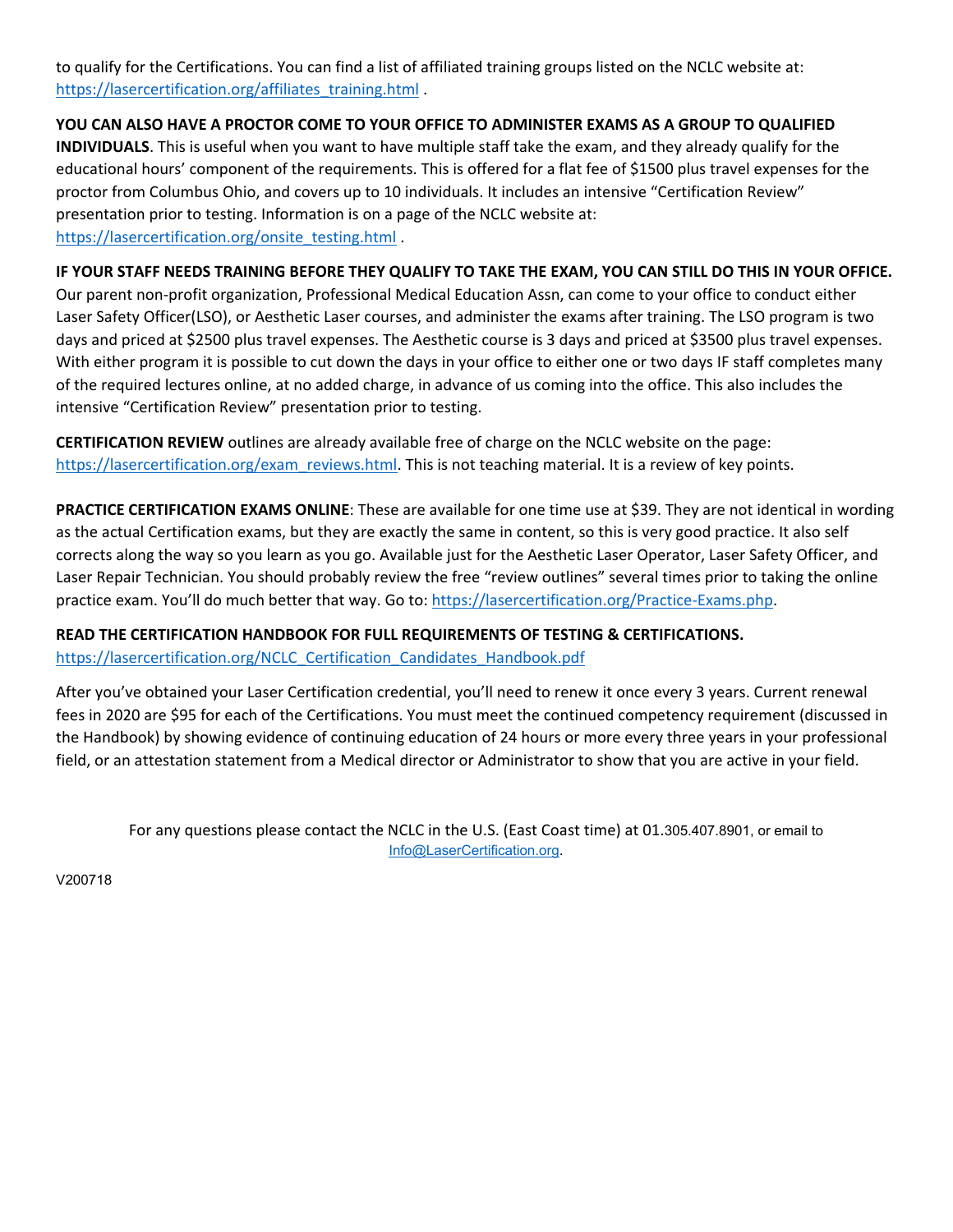to qualify for the Certifications. You can find a list of affiliated training groups listed on the NCLC website at: https://lasercertification.org/affiliates_training.html .

**YOU CAN ALSO HAVE A PROCTOR COME TO YOUR OFFICE TO ADMINISTER EXAMS AS A GROUP TO QUALIFIED INDIVIDUALS**. This is useful when you want to have multiple staff take the exam, and they already qualify for the educational hours' component of the requirements. This is offered for a flat fee of $1500 plus travel expenses for the proctor from Columbus Ohio, and covers up to 10 individuals. It includes an intensive "Certification Review" presentation prior to testing. Information is on a page of the NCLC website at: https://lasercertification.org/onsite_testing.html .

**IF YOUR STAFF NEEDS TRAINING BEFORE THEY QUALIFY TO TAKE THE EXAM, YOU CAN STILL DO THIS IN YOUR OFFICE.** Our parent non-profit organization, Professional Medical Education Assn, can come to your office to conduct either Laser Safety Officer(LSO), or Aesthetic Laser courses, and administer the exams after training. The LSO program is two days and priced at $2500 plus travel expenses. The Aesthetic course is 3 days and priced at $3500 plus travel expenses. With either program it is possible to cut down the days in your office to either one or two days IF staff completes many of the required lectures online, at no added charge, in advance of us coming into the office. This also includes the intensive "Certification Review" presentation prior to testing.

**CERTIFICATION REVIEW** outlines are already available free of charge on the NCLC website on the page: https://lasercertification.org/exam_reviews.html. This is not teaching material. It is a review of key points.

**PRACTICE CERTIFICATION EXAMS ONLINE**: These are available for one time use at $39. They are not identical in wording as the actual Certification exams, but they are exactly the same in content, so this is very good practice. It also self corrects along the way so you learn as you go. Available just for the Aesthetic Laser Operator, Laser Safety Officer, and Laser Repair Technician. You should probably review the free "review outlines" several times prior to taking the online practice exam. You'll do much better that way. Go to: https://lasercertification.org/Practice-Exams.php.

**READ THE CERTIFICATION HANDBOOK FOR FULL REQUIREMENTS OF TESTING & CERTIFICATIONS.**
https://lasercertification.org/NCLC_Certification_Candidates_Handbook.pdf

After you've obtained your Laser Certification credential, you'll need to renew it once every 3 years. Current renewal fees in 2020 are $95 for each of the Certifications. You must meet the continued competency requirement (discussed in the Handbook) by showing evidence of continuing education of 24 hours or more every three years in your professional field, or an attestation statement from a Medical director or Administrator to show that you are active in your field.

For any questions please contact the NCLC in the U.S. (East Coast time) at 01.305.407.8901, or email to Info@LaserCertification.org.

V200718